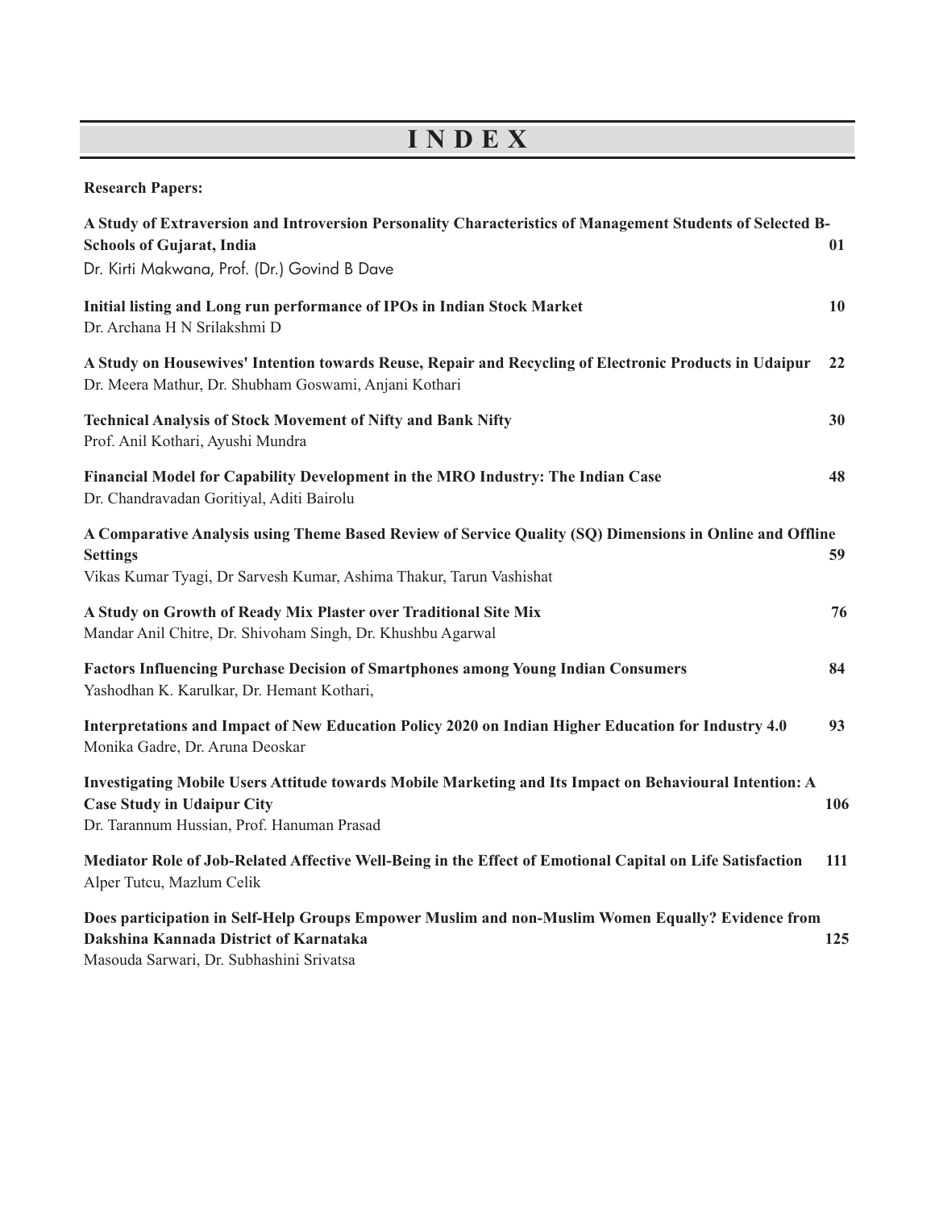# INDEX

**Research Papers:**

**A Study of Extraversion and Introversion Personality Characteristics of Management Students of Selected B-Schools of Gujarat, India** 01
Dr. Kirti Makwana, Prof. (Dr.) Govind B Dave

**Initial listing and Long run performance of IPOs in Indian Stock Market** 10
Dr. Archana H N Srilakshmi D

**A Study on Housewives' Intention towards Reuse, Repair and Recycling of Electronic Products in Udaipur** 22
Dr. Meera Mathur, Dr. Shubham Goswami, Anjani Kothari

**Technical Analysis of Stock Movement of Nifty and Bank Nifty** 30
Prof. Anil Kothari, Ayushi Mundra

**Financial Model for Capability Development in the MRO Industry: The Indian Case** 48
Dr. Chandravadan Goritiyal, Aditi Bairolu

**A Comparative Analysis using Theme Based Review of Service Quality (SQ) Dimensions in Online and Offline Settings** 59
Vikas Kumar Tyagi, Dr Sarvesh Kumar, Ashima Thakur, Tarun Vashishat

**A Study on Growth of Ready Mix Plaster over Traditional Site Mix** 76
Mandar Anil Chitre, Dr. Shivoham Singh, Dr. Khushbu Agarwal

**Factors Influencing Purchase Decision of Smartphones among Young Indian Consumers** 84
Yashodhan K. Karulkar, Dr. Hemant Kothari,

**Interpretations and Impact of New Education Policy 2020 on Indian Higher Education for Industry 4.0** 93
Monika Gadre, Dr. Aruna Deoskar

**Investigating Mobile Users Attitude towards Mobile Marketing and Its Impact on Behavioural Intention: A Case Study in Udaipur City** 106
Dr. Tarannum Hussian, Prof. Hanuman Prasad

**Mediator Role of Job-Related Affective Well-Being in the Effect of Emotional Capital on Life Satisfaction** 111
Alper Tutcu, Mazlum Celik

**Does participation in Self-Help Groups Empower Muslim and non-Muslim Women Equally? Evidence from Dakshina Kannada District of Karnataka** 125
Masouda Sarwari, Dr. Subhashini Srivatsa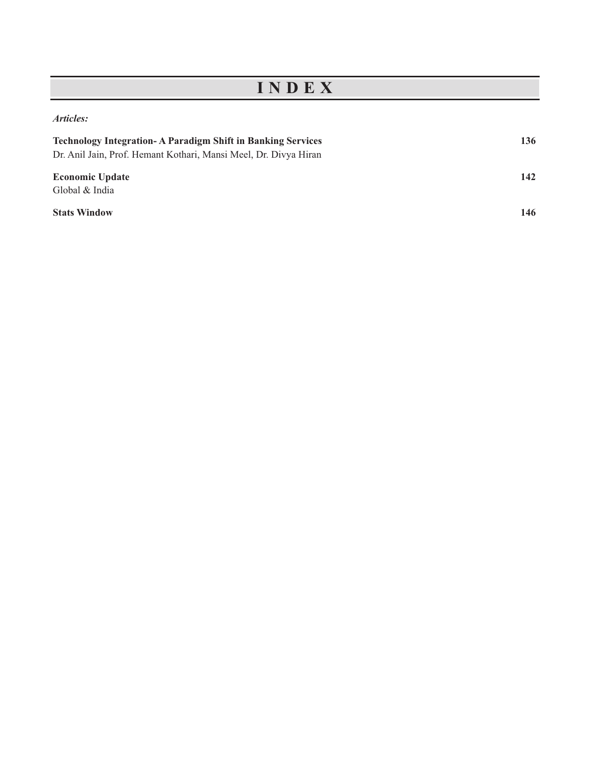# I N D E X

*Articles:*

**Technology Integration- A Paradigm Shift in Banking Services** **136**
Dr. Anil Jain, Prof. Hemant Kothari, Mansi Meel, Dr. Divya Hiran

**Economic Update** **142**
Global & India

**Stats Window** **146**